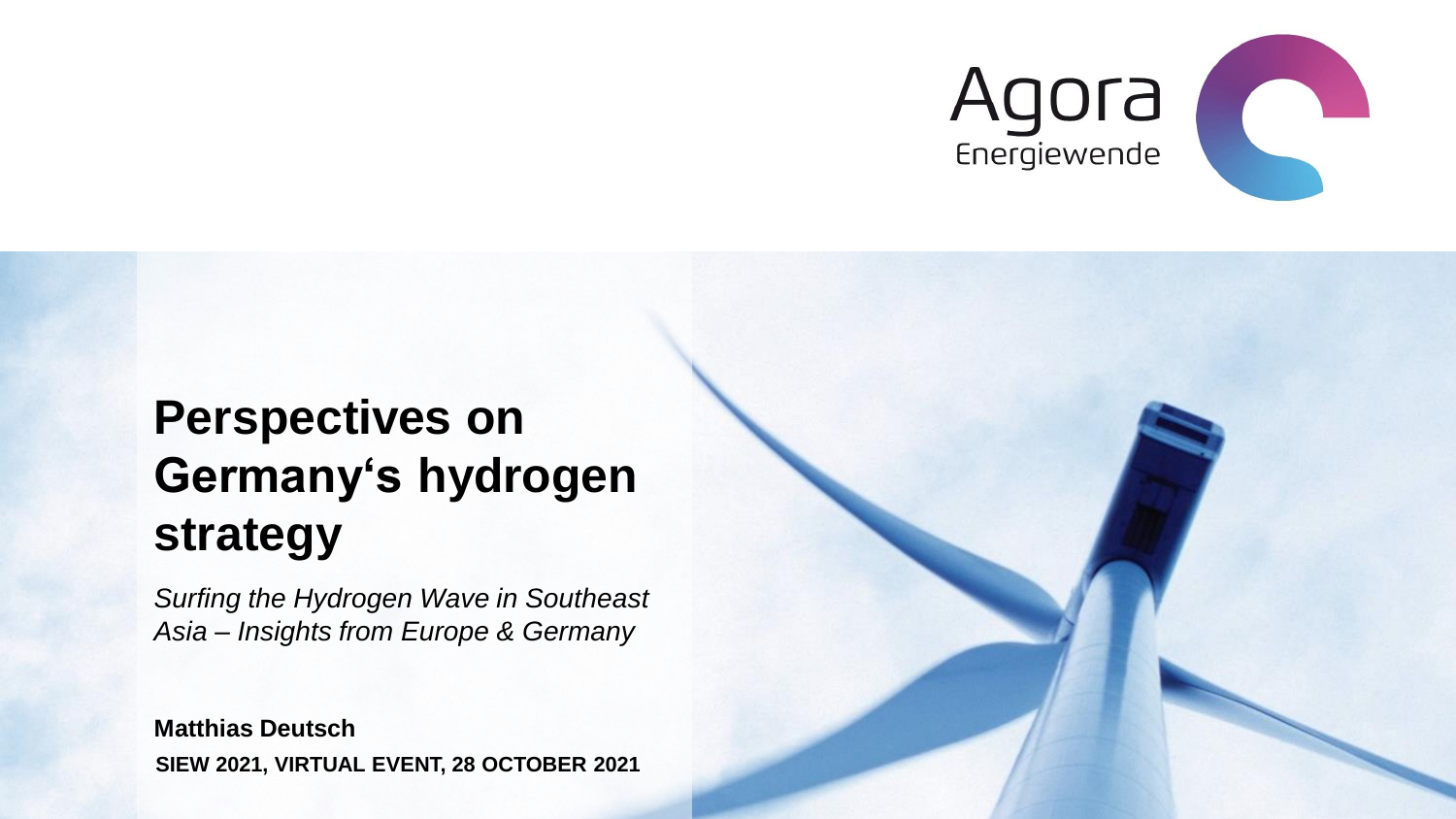Agora Energiewende

# Perspectives on Germany‘s hydrogen strategy

*Surfing the Hydrogen Wave in Southeast Asia – Insights from Europe & Germany*

**Matthias Deutsch**

**SIEW 2021, VIRTUAL EVENT, 28 OCTOBER 2021**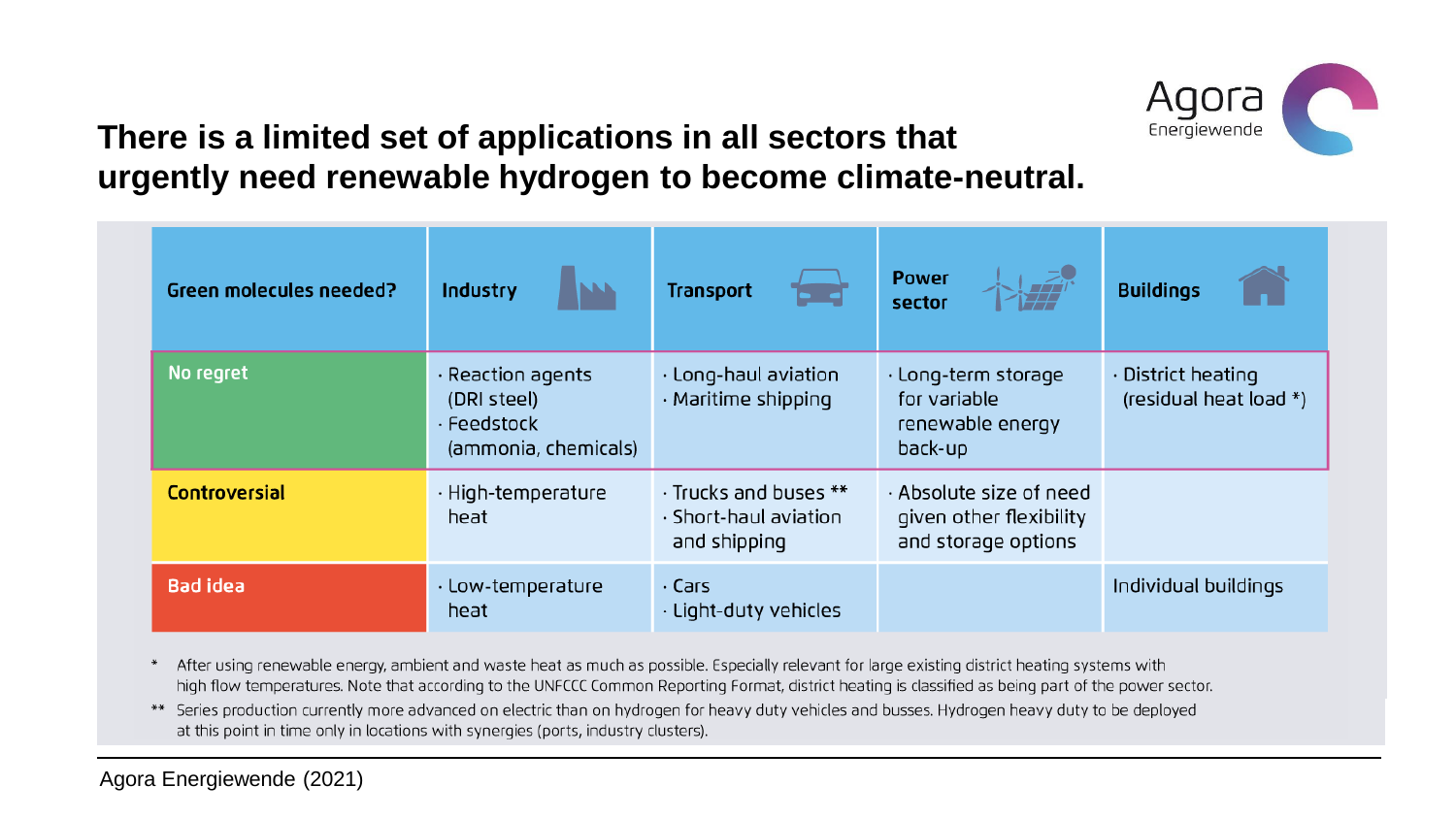## There is a limited set of applications in all sectors that urgently need renewable hydrogen to become climate-neutral.

| Green molecules needed? | Industry | Transport | Power sector | Buildings |
|---|---|---|---|---|
| No regret | · Reaction agents (DRI steel)<br>· Feedstock (ammonia, chemicals) | · Long-haul aviation<br>· Maritime shipping | · Long-term storage for variable renewable energy back-up | · District heating (residual heat load *) |
| Controversial | · High-temperature heat | · Trucks and buses **<br>· Short-haul aviation and shipping | · Absolute size of need given other flexibility and storage options | |
| Bad idea | · Low-temperature heat | · Cars<br>· Light-duty vehicles | | Individual buildings |

\* After using renewable energy, ambient and waste heat as much as possible. Especially relevant for large existing district heating systems with high flow temperatures. Note that according to the UNFCCC Common Reporting Format, district heating is classified as being part of the power sector.

\** Series production currently more advanced on electric than on hydrogen for heavy duty vehicles and busses. Hydrogen heavy duty to be deployed at this point in time only in locations with synergies (ports, industry clusters).

Agora Energiewende (2021)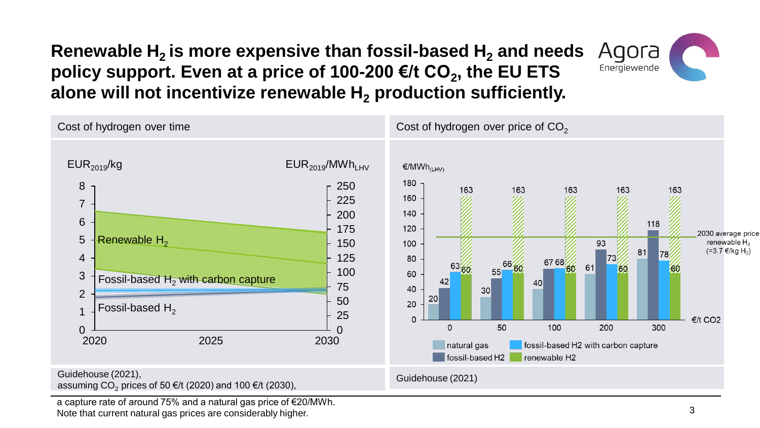# Renewable $H_2$ is more expensive than fossil-based $H_2$ and needs policy support. Even at a price of 100-200 €/t $CO_2$, the EU ETS alone will not incentivize renewable $H_2$ production sufficiently.

Agora Energiewende

## Cost of hydrogen over time

$EUR_{2019}$/kg — $EUR_{2019}/MWh_{LHV}$

Renewable $H_2$

Fossil-based $H_2$ with carbon capture

Fossil-based $H_2$

Guidehouse (2021), assuming $CO_2$ prices of 50 €/t (2020) and 100 €/t (2030),

## Cost of hydrogen over price of $CO_2$

€/$MWh_{(LHV)}$

| €/t CO2 | natural gas | fossil-based H2 | fossil-based H2 with carbon capture | renewable H2 |
|---|---|---|---|---|
| 0 | 20 | 42 | 63 | 60–163 |
| 50 | 30 | 55 | 66 | 60–163 |
| 100 | 40 | 67 | 68 | 60–163 |
| 200 | 61 | 93 | 73 | 60–163 |
| 300 | 81 | 118 | 78 | 60–163 |

2030 average price renewable $H_2$ (=3.7 €/kg $H_2$)

Guidehouse (2021)

a capture rate of around 75% and a natural gas price of €20/MWh.
Note that current natural gas prices are considerably higher.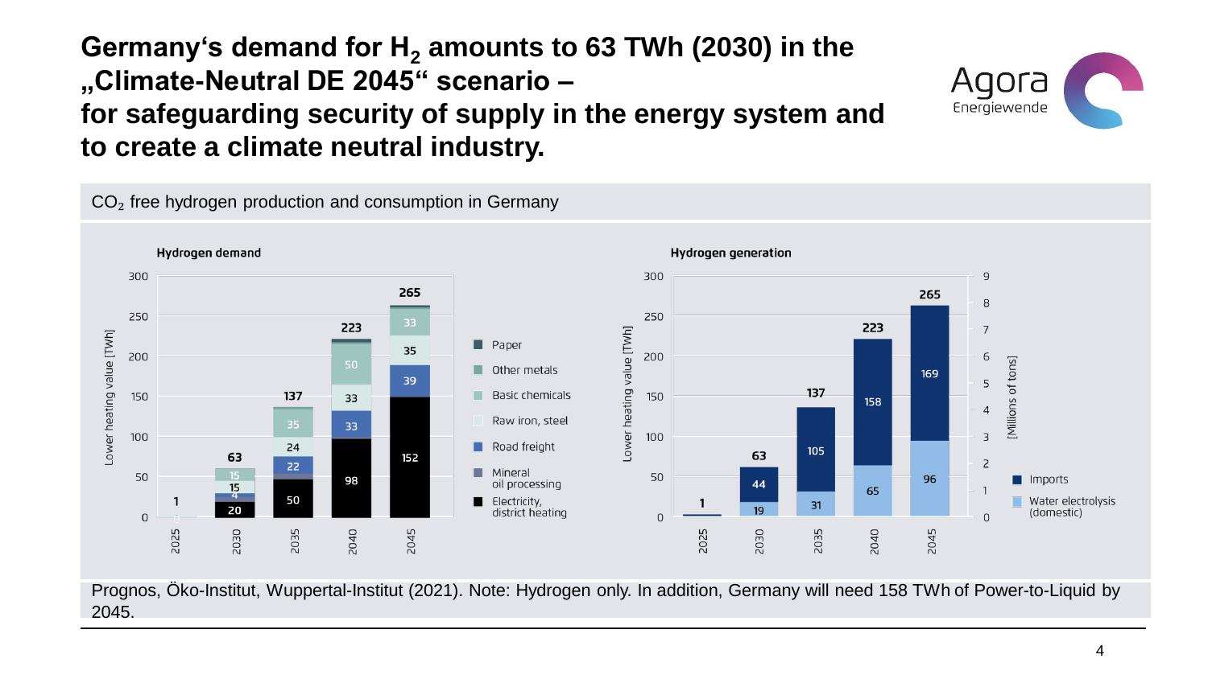# Germany's demand for $H_2$ amounts to 63 TWh (2030) in the „Climate-Neutral DE 2045" scenario – for safeguarding security of supply in the energy system and to create a climate neutral industry.

$CO_2$ free hydrogen production and consumption in Germany

**Hydrogen demand** (Lower heating value [TWh])

| | 2025 | 2030 | 2035 | 2040 | 2045 |
|---|---|---|---|---|---|
| Paper | | | | | |
| Other metals | | | | | |
| Basic chemicals | | 15 | 35 | 50 | 33 |
| Raw iron, steel | | 15 | 24 | 33 | 35 |
| Road freight | | 4 | 22 | 33 | 39 |
| Mineral oil processing | | | | | |
| Electricity, district heating | 0 | 20 | 50 | 98 | 152 |
| **Total** | **1** | **63** | **137** | **223** | **265** |

**Hydrogen generation** (Lower heating value [TWh]; [Millions of tons])

| | 2025 | 2030 | 2035 | 2040 | 2045 |
|---|---|---|---|---|---|
| Imports | | 44 | 105 | 158 | 169 |
| Water electrolysis (domestic) | | 19 | 31 | 65 | 96 |
| **Total** | **1** | **63** | **137** | **223** | **265** |

Prognos, Öko-Institut, Wuppertal-Institut (2021). Note: Hydrogen only. In addition, Germany will need 158 TWh of Power-to-Liquid by 2045.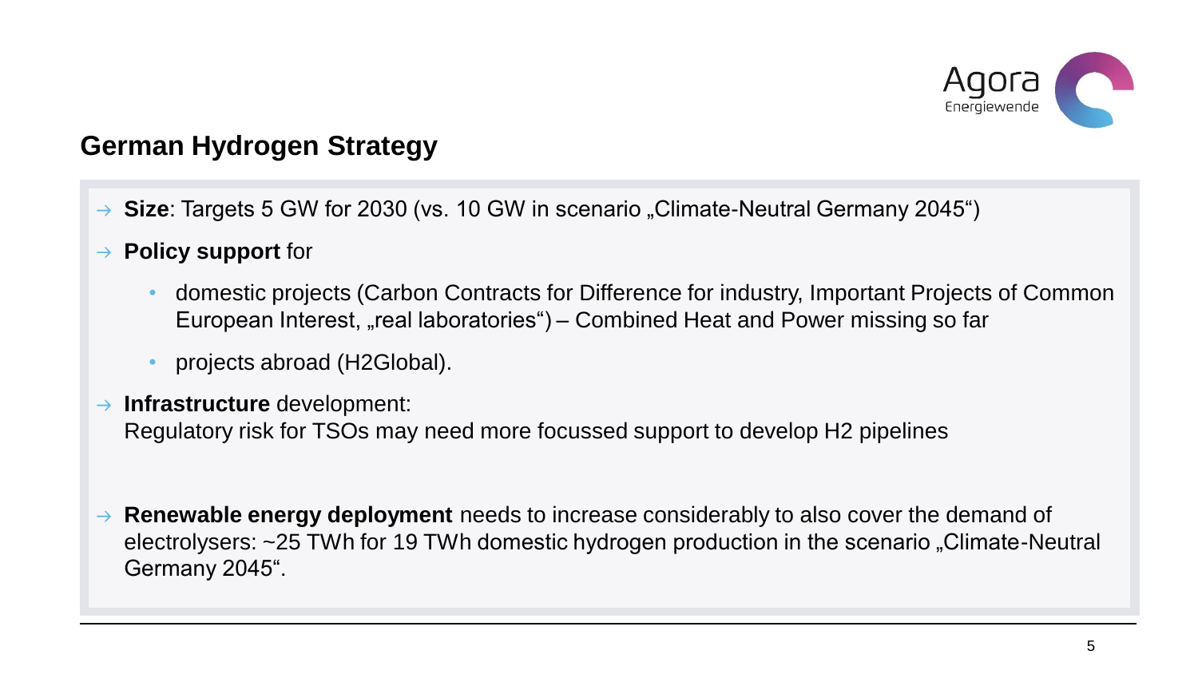## German Hydrogen Strategy

- **Size**: Targets 5 GW for 2030 (vs. 10 GW in scenario „Climate-Neutral Germany 2045")
- **Policy support** for
  - domestic projects (Carbon Contracts for Difference for industry, Important Projects of Common European Interest, „real laboratories") – Combined Heat and Power missing so far
  - projects abroad (H2Global).
- **Infrastructure** development:
  Regulatory risk for TSOs may need more focussed support to develop H2 pipelines
- **Renewable energy deployment** needs to increase considerably to also cover the demand of electrolysers: ~25 TWh for 19 TWh domestic hydrogen production in the scenario „Climate-Neutral Germany 2045".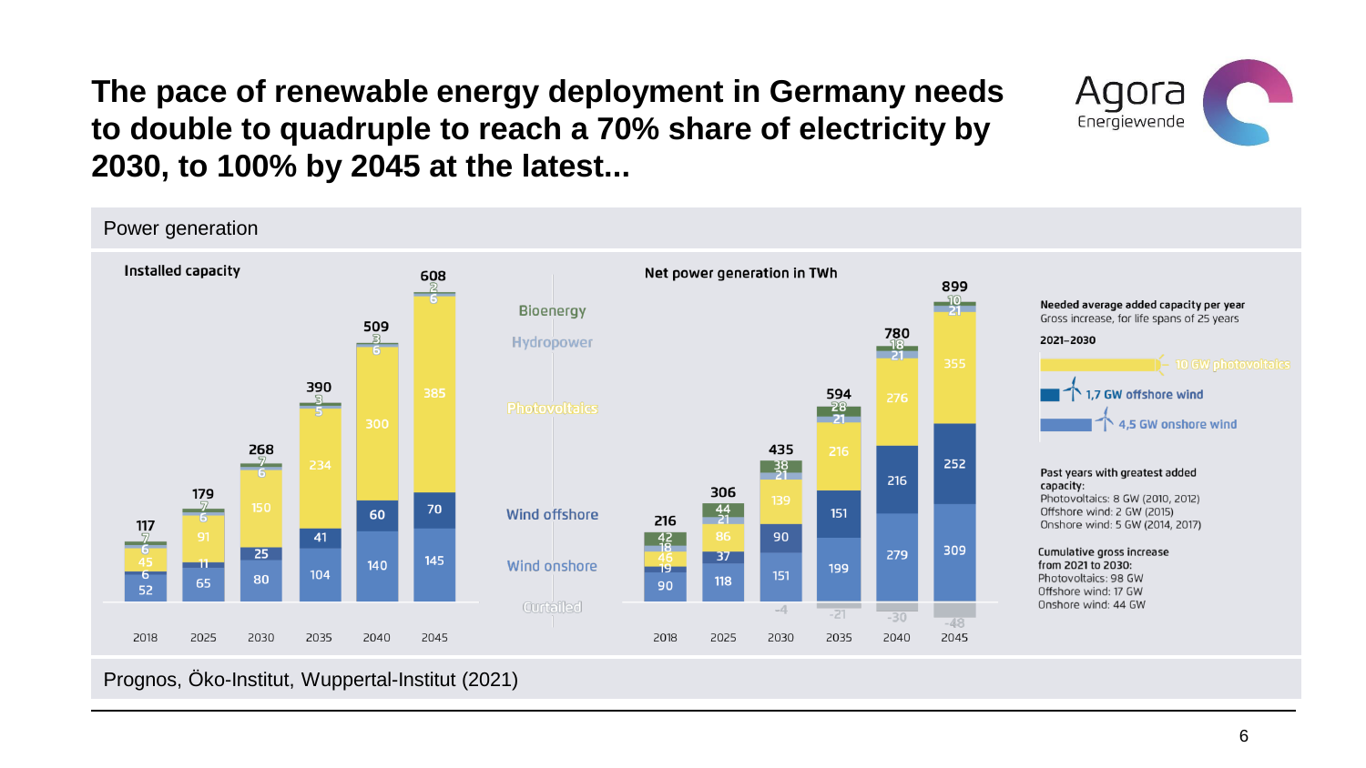# The pace of renewable energy deployment in Germany needs to double to quadruple to reach a 70% share of electricity by 2030, to 100% by 2045 at the latest...

Power generation

**Installed capacity**

| | 2018 | 2025 | 2030 | 2035 | 2040 | 2045 |
|---|---|---|---|---|---|---|
| Total | 117 | 179 | 268 | 390 | 509 | 608 |
| Bioenergy | 7 | 7 | 7 | 3 | 3 | 2 |
| Hydropower | 6 | 6 | 6 | 5 | 6 | 6 |
| Photovoltaics | 45 | 91 | 150 | 234 | 300 | 385 |
| Wind offshore | 6 | 11 | 25 | 41 | 60 | 70 |
| Wind onshore | 52 | 65 | 80 | 104 | 140 | 145 |

**Net power generation in TWh**

| | 2018 | 2025 | 2030 | 2035 | 2040 | 2045 |
|---|---|---|---|---|---|---|
| Total | 216 | 306 | 435 | 594 | 780 | 899 |
| Bioenergy | 42 | 44 | 38 | 28 | 18 | 10 |
| Hydropower | 18 | 21 | 21 | 21 | 21 | 21 |
| Photovoltaics | 46 | 86 | 139 | 216 | 276 | 355 |
| Wind offshore | 19 | 37 | 90 | 151 | 216 | 252 |
| Wind onshore | 90 | 118 | 151 | 199 | 279 | 309 |
| Curtailed | | | -4 | -21 | -30 | -48 |

**Needed average added capacity per year**
Gross increase, for life spans of 25 years

**2021–2030**

- 10 GW photovoltaics
- 1,7 GW offshore wind
- 4,5 GW onshore wind

**Past years with greatest added capacity:**
Photovoltaics: 8 GW (2010, 2012)
Offshore wind: 2 GW (2015)
Onshore wind: 5 GW (2014, 2017)

**Cumulative gross increase from 2021 to 2030:**
Photovoltaics: 98 GW
Offshore wind: 17 GW
Onshore wind: 44 GW

Prognos, Öko-Institut, Wuppertal-Institut (2021)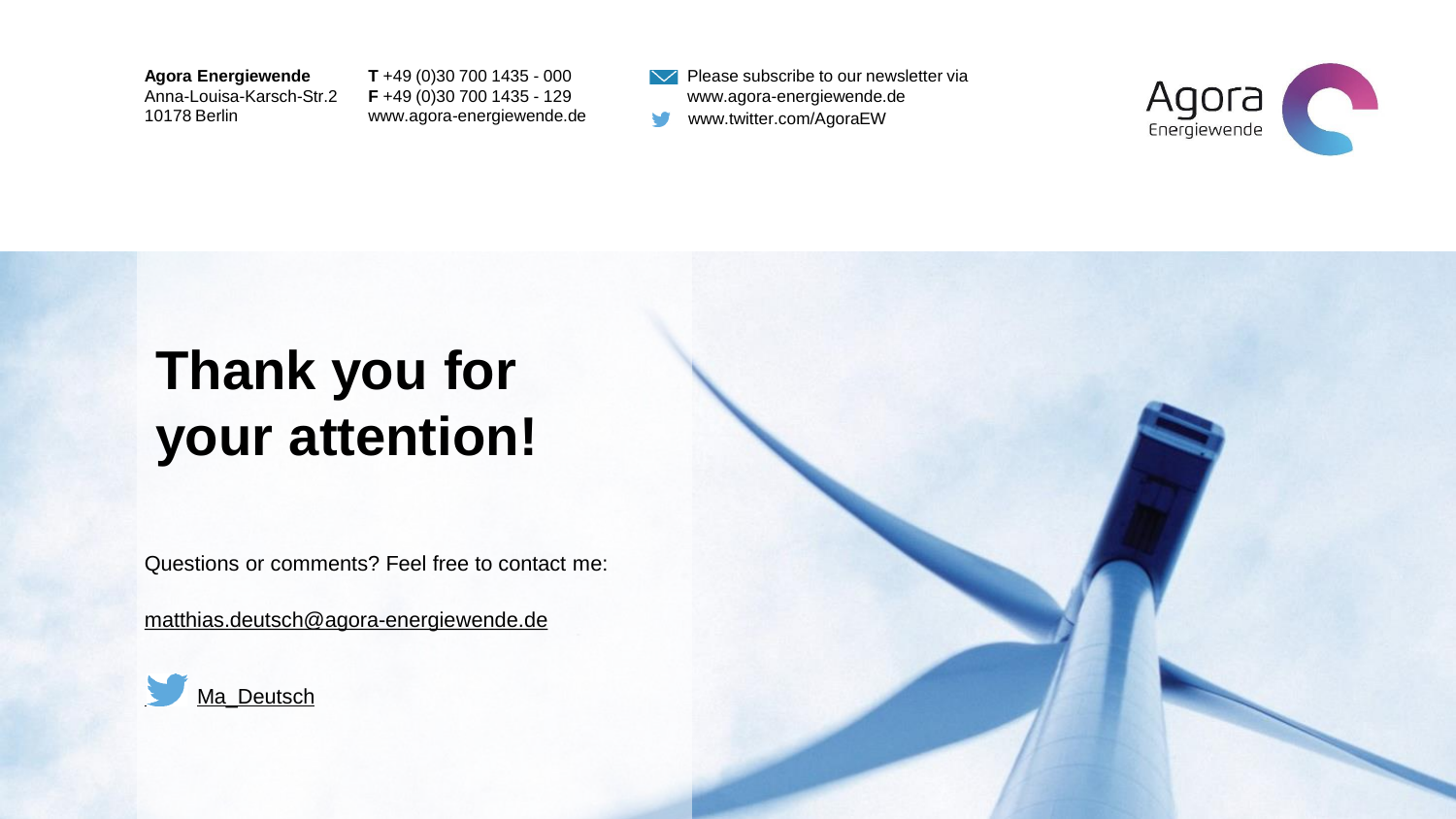**Agora Energiewende**
Anna-Louisa-Karsch-Str.2
10178 Berlin

**T** +49 (0)30 700 1435 - 000
**F** +49 (0)30 700 1435 - 129
www.agora-energiewende.de

Please subscribe to our newsletter via
www.agora-energiewende.de
www.twitter.com/AgoraEW

# Thank you for your attention!

Questions or comments? Feel free to contact me:

matthias.deutsch@agora-energiewende.de

Ma_Deutsch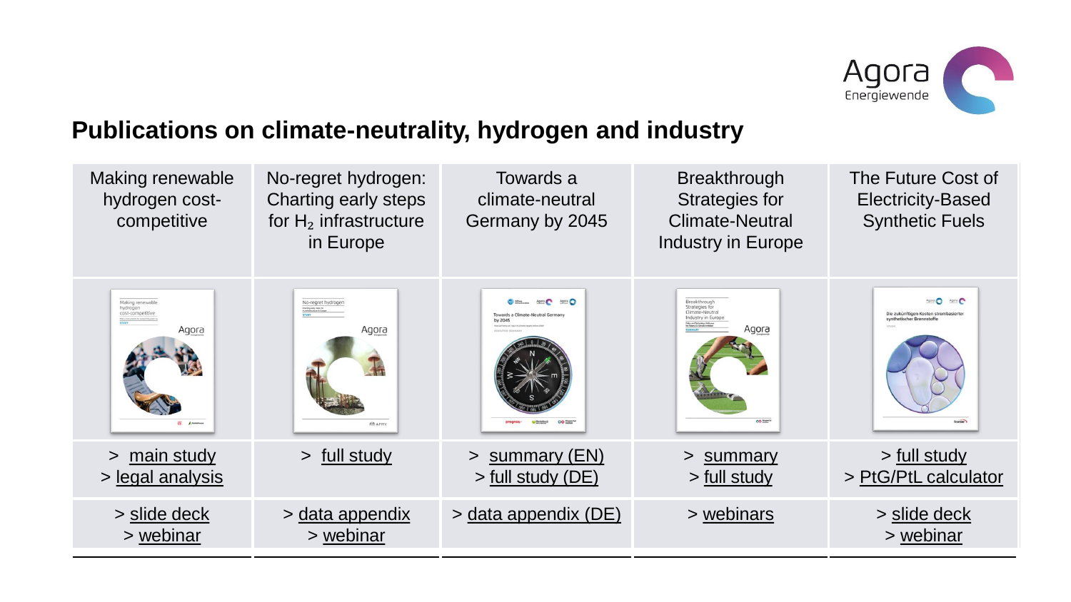## Publications on climate-neutrality, hydrogen and industry

| Making renewable hydrogen cost-competitive | No-regret hydrogen: Charting early steps for $H_2$ infrastructure in Europe | Towards a climate-neutral Germany by 2045 | Breakthrough Strategies for Climate-Neutral Industry in Europe | The Future Cost of Electricity-Based Synthetic Fuels |
|---|---|---|---|---|
| | | | | |
| > main study<br>> legal analysis | > full study | > summary (EN)<br>> full study (DE) | > summary<br>> full study | > full study<br>> PtG/PtL calculator |
| > slide deck<br>> webinar | > data appendix<br>> webinar | > data appendix (DE) | > webinars | > slide deck<br>> webinar |